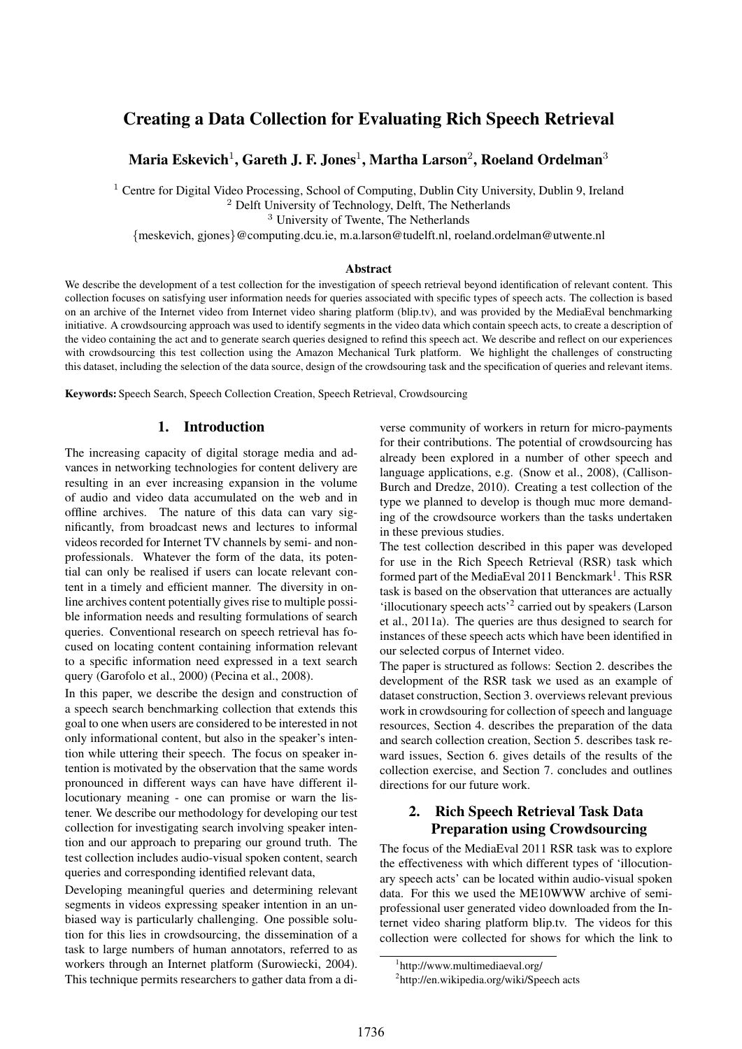# Creating a Data Collection for Evaluating Rich Speech Retrieval

**Maria Eskevich[1], Gareth J. F. Jones[1], Martha Larson[2], Roeland Ordelman[3]**

[1] Centre for Digital Video Processing, School of Computing, Dublin City University, Dublin 9, Ireland
[2] Delft University of Technology, Delft, The Netherlands
[3] University of Twente, The Netherlands
{meskevich, gjones}@computing.dcu.ie, m.a.larson@tudelft.nl, roeland.ordelman@utwente.nl

## Abstract

We describe the development of a test collection for the investigation of speech retrieval beyond identification of relevant content. This collection focuses on satisfying user information needs for queries associated with specific types of speech acts. The collection is based on an archive of the Internet video from Internet video sharing platform (blip.tv), and was provided by the MediaEval benchmarking initiative. A crowdsourcing approach was used to identify segments in the video data which contain speech acts, to create a description of the video containing the act and to generate search queries designed to refind this speech act. We describe and reflect on our experiences with crowdsourcing this test collection using the Amazon Mechanical Turk platform. We highlight the challenges of constructing this dataset, including the selection of the data source, design of the crowdsouring task and the specification of queries and relevant items.

**Keywords:** Speech Search, Speech Collection Creation, Speech Retrieval, Crowdsourcing

## 1. Introduction

The increasing capacity of digital storage media and advances in networking technologies for content delivery are resulting in an ever increasing expansion in the volume of audio and video data accumulated on the web and in offline archives. The nature of this data can vary significantly, from broadcast news and lectures to informal videos recorded for Internet TV channels by semi- and non-professionals. Whatever the form of the data, its potential can only be realised if users can locate relevant content in a timely and efficient manner. The diversity in online archives content potentially gives rise to multiple possible information needs and resulting formulations of search queries. Conventional research on speech retrieval has focused on locating content containing information relevant to a specific information need expressed in a text search query (Garofolo et al., 2000) (Pecina et al., 2008).

In this paper, we describe the design and construction of a speech search benchmarking collection that extends this goal to one when users are considered to be interested in not only informational content, but also in the speaker's intention while uttering their speech. The focus on speaker intention is motivated by the observation that the same words pronounced in different ways can have have different illocutionary meaning - one can promise or warn the listener. We describe our methodology for developing our test collection for investigating search involving speaker intention and our approach to preparing our ground truth. The test collection includes audio-visual spoken content, search queries and corresponding identified relevant data,

Developing meaningful queries and determining relevant segments in videos expressing speaker intention in an unbiased way is particularly challenging. One possible solution for this lies in crowdsourcing, the dissemination of a task to large numbers of human annotators, referred to as workers through an Internet platform (Surowiecki, 2004). This technique permits researchers to gather data from a diverse community of workers in return for micro-payments for their contributions. The potential of crowdsourcing has already been explored in a number of other speech and language applications, e.g. (Snow et al., 2008), (Callison-Burch and Dredze, 2010). Creating a test collection of the type we planned to develop is though muc more demanding of the crowdsource workers than the tasks undertaken in these previous studies.

The test collection described in this paper was developed for use in the Rich Speech Retrieval (RSR) task which formed part of the MediaEval 2011 Benckmark[1]. This RSR task is based on the observation that utterances are actually 'illocutionary speech acts'[2] carried out by speakers (Larson et al., 2011a). The queries are thus designed to search for instances of these speech acts which have been identified in our selected corpus of Internet video.

The paper is structured as follows: Section 2. describes the development of the RSR task we used as an example of dataset construction, Section 3. overviews relevant previous work in crowdsouring for collection of speech and language resources, Section 4. describes the preparation of the data and search collection creation, Section 5. describes task reward issues, Section 6. gives details of the results of the collection exercise, and Section 7. concludes and outlines directions for our future work.

## 2. Rich Speech Retrieval Task Data Preparation using Crowdsourcing

The focus of the MediaEval 2011 RSR task was to explore the effectiveness with which different types of 'illocutionary speech acts' can be located within audio-visual spoken data. For this we used the ME10WWW archive of semi-professional user generated video downloaded from the Internet video sharing platform blip.tv. The videos for this collection were collected for shows for which the link to

[1] http://www.multimediaeval.org/

[2] http://en.wikipedia.org/wiki/Speech acts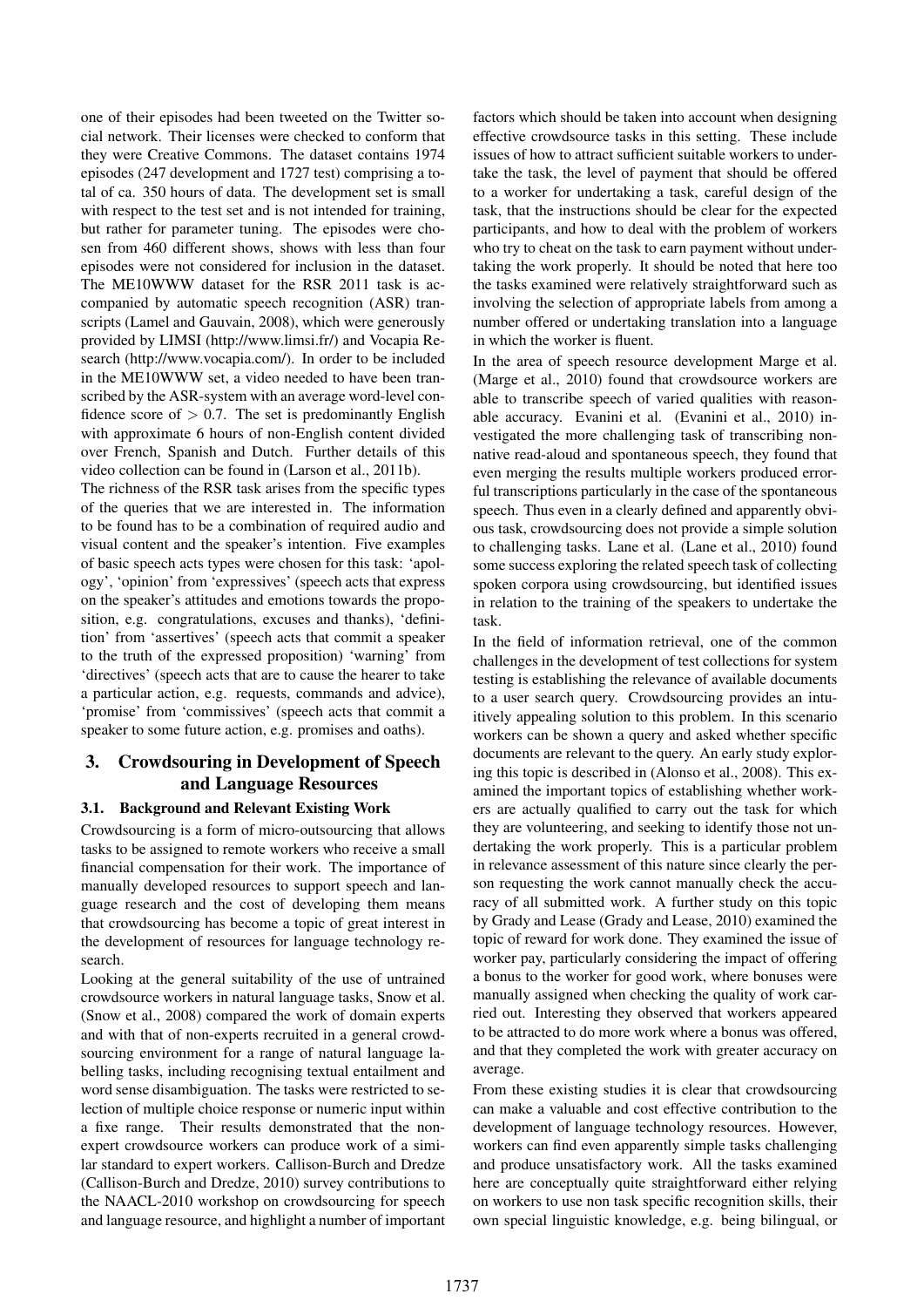one of their episodes had been tweeted on the Twitter social network. Their licenses were checked to conform that they were Creative Commons. The dataset contains 1974 episodes (247 development and 1727 test) comprising a total of ca. 350 hours of data. The development set is small with respect to the test set and is not intended for training, but rather for parameter tuning. The episodes were chosen from 460 different shows, shows with less than four episodes were not considered for inclusion in the dataset. The ME10WWW dataset for the RSR 2011 task is accompanied by automatic speech recognition (ASR) transcripts (Lamel and Gauvain, 2008), which were generously provided by LIMSI (http://www.limsi.fr/) and Vocapia Research (http://www.vocapia.com/). In order to be included in the ME10WWW set, a video needed to have been transcribed by the ASR-system with an average word-level confidence score of $> 0.7$. The set is predominantly English with approximate 6 hours of non-English content divided over French, Spanish and Dutch. Further details of this video collection can be found in (Larson et al., 2011b).

The richness of the RSR task arises from the specific types of the queries that we are interested in. The information to be found has to be a combination of required audio and visual content and the speaker's intention. Five examples of basic speech acts types were chosen for this task: 'apology', 'opinion' from 'expressives' (speech acts that express on the speaker's attitudes and emotions towards the proposition, e.g. congratulations, excuses and thanks), 'definition' from 'assertives' (speech acts that commit a speaker to the truth of the expressed proposition) 'warning' from 'directives' (speech acts that are to cause the hearer to take a particular action, e.g. requests, commands and advice), 'promise' from 'commissives' (speech acts that commit a speaker to some future action, e.g. promises and oaths).

## 3. Crowdsouring in Development of Speech and Language Resources

### 3.1. Background and Relevant Existing Work

Crowdsourcing is a form of micro-outsourcing that allows tasks to be assigned to remote workers who receive a small financial compensation for their work. The importance of manually developed resources to support speech and language research and the cost of developing them means that crowdsourcing has become a topic of great interest in the development of resources for language technology research.

Looking at the general suitability of the use of untrained crowdsource workers in natural language tasks, Snow et al. (Snow et al., 2008) compared the work of domain experts and with that of non-experts recruited in a general crowdsourcing environment for a range of natural language labelling tasks, including recognising textual entailment and word sense disambiguation. The tasks were restricted to selection of multiple choice response or numeric input within a fixe range. Their results demonstrated that the non-expert crowdsource workers can produce work of a similar standard to expert workers. Callison-Burch and Dredze (Callison-Burch and Dredze, 2010) survey contributions to the NAACL-2010 workshop on crowdsourcing for speech and language resource, and highlight a number of important factors which should be taken into account when designing effective crowdsource tasks in this setting. These include issues of how to attract sufficient suitable workers to undertake the task, the level of payment that should be offered to a worker for undertaking a task, careful design of the task, that the instructions should be clear for the expected participants, and how to deal with the problem of workers who try to cheat on the task to earn payment without undertaking the work properly. It should be noted that here too the tasks examined were relatively straightforward such as involving the selection of appropriate labels from among a number offered or undertaking translation into a language in which the worker is fluent.

In the area of speech resource development Marge et al. (Marge et al., 2010) found that crowdsource workers are able to transcribe speech of varied qualities with reasonable accuracy. Evanini et al. (Evanini et al., 2010) investigated the more challenging task of transcribing non-native read-aloud and spontaneous speech, they found that even merging the results multiple workers produced errorful transcriptions particularly in the case of the spontaneous speech. Thus even in a clearly defined and apparently obvious task, crowdsourcing does not provide a simple solution to challenging tasks. Lane et al. (Lane et al., 2010) found some success exploring the related speech task of collecting spoken corpora using crowdsourcing, but identified issues in relation to the training of the speakers to undertake the task.

In the field of information retrieval, one of the common challenges in the development of test collections for system testing is establishing the relevance of available documents to a user search query. Crowdsourcing provides an intuitively appealing solution to this problem. In this scenario workers can be shown a query and asked whether specific documents are relevant to the query. An early study exploring this topic is described in (Alonso et al., 2008). This examined the important topics of establishing whether workers are actually qualified to carry out the task for which they are volunteering, and seeking to identify those not undertaking the work properly. This is a particular problem in relevance assessment of this nature since clearly the person requesting the work cannot manually check the accuracy of all submitted work. A further study on this topic by Grady and Lease (Grady and Lease, 2010) examined the topic of reward for work done. They examined the issue of worker pay, particularly considering the impact of offering a bonus to the worker for good work, where bonuses were manually assigned when checking the quality of work carried out. Interesting they observed that workers appeared to be attracted to do more work where a bonus was offered, and that they completed the work with greater accuracy on average.

From these existing studies it is clear that crowdsourcing can make a valuable and cost effective contribution to the development of language technology resources. However, workers can find even apparently simple tasks challenging and produce unsatisfactory work. All the tasks examined here are conceptually quite straightforward either relying on workers to use non task specific recognition skills, their own special linguistic knowledge, e.g. being bilingual, or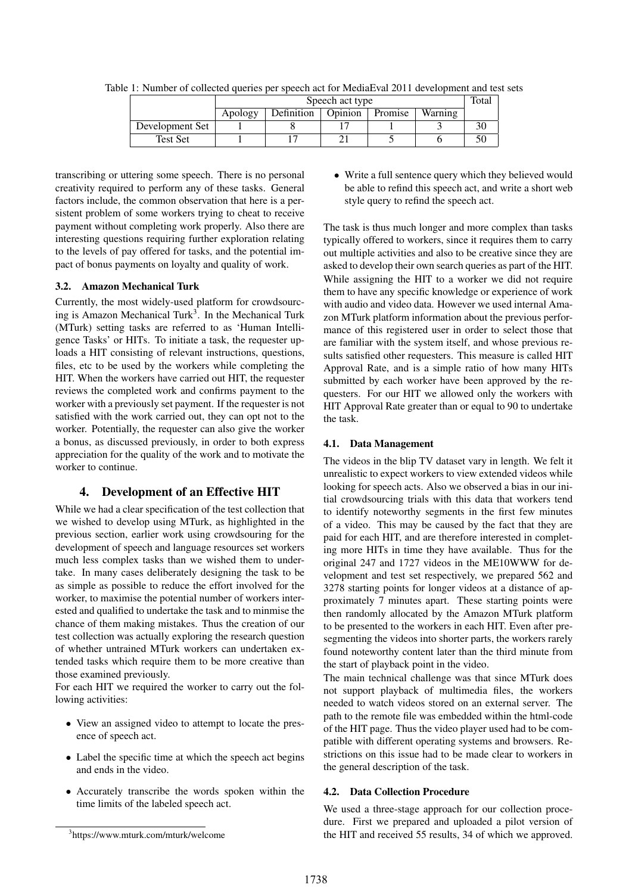Table 1: Number of collected queries per speech act for MediaEval 2011 development and test sets

| | Speech act type | | | | | Total |
|---|---|---|---|---|---|---|
| | Apology | Definition | Opinion | Promise | Warning | |
| Development Set | 1 | 8 | 17 | 1 | 3 | 30 |
| Test Set | 1 | 17 | 21 | 5 | 6 | 50 |

transcribing or uttering some speech. There is no personal creativity required to perform any of these tasks. General factors include, the common observation that here is a persistent problem of some workers trying to cheat to receive payment without completing work properly. Also there are interesting questions requiring further exploration relating to the levels of pay offered for tasks, and the potential impact of bonus payments on loyalty and quality of work.

### 3.2. Amazon Mechanical Turk

Currently, the most widely-used platform for crowdsourcing is Amazon Mechanical Turk[3]. In the Mechanical Turk (MTurk) setting tasks are referred to as 'Human Intelligence Tasks' or HITs. To initiate a task, the requester uploads a HIT consisting of relevant instructions, questions, files, etc to be used by the workers while completing the HIT. When the workers have carried out HIT, the requester reviews the completed work and confirms payment to the worker with a previously set payment. If the requester is not satisfied with the work carried out, they can opt not to the worker. Potentially, the requester can also give the worker a bonus, as discussed previously, in order to both express appreciation for the quality of the work and to motivate the worker to continue.

## 4. Development of an Effective HIT

While we had a clear specification of the test collection that we wished to develop using MTurk, as highlighted in the previous section, earlier work using crowdsouring for the development of speech and language resources set workers much less complex tasks than we wished them to undertake. In many cases deliberately designing the task to be as simple as possible to reduce the effort involved for the worker, to maximise the potential number of workers interested and qualified to undertake the task and to minmise the chance of them making mistakes. Thus the creation of our test collection was actually exploring the research question of whether untrained MTurk workers can undertaken extended tasks which require them to be more creative than those examined previously.

For each HIT we required the worker to carry out the following activities:

- View an assigned video to attempt to locate the presence of speech act.
- Label the specific time at which the speech act begins and ends in the video.
- Accurately transcribe the words spoken within the time limits of the labeled speech act.
- Write a full sentence query which they believed would be able to refind this speech act, and write a short web style query to refind the speech act.

The task is thus much longer and more complex than tasks typically offered to workers, since it requires them to carry out multiple activities and also to be creative since they are asked to develop their own search queries as part of the HIT. While assigning the HIT to a worker we did not require them to have any specific knowledge or experience of work with audio and video data. However we used internal Amazon MTurk platform information about the previous performance of this registered user in order to select those that are familiar with the system itself, and whose previous results satisfied other requesters. This measure is called HIT Approval Rate, and is a simple ratio of how many HITs submitted by each worker have been approved by the requesters. For our HIT we allowed only the workers with HIT Approval Rate greater than or equal to 90 to undertake the task.

### 4.1. Data Management

The videos in the blip TV dataset vary in length. We felt it unrealistic to expect workers to view extended videos while looking for speech acts. Also we observed a bias in our initial crowdsourcing trials with this data that workers tend to identify noteworthy segments in the first few minutes of a video. This may be caused by the fact that they are paid for each HIT, and are therefore interested in completing more HITs in time they have available. Thus for the original 247 and 1727 videos in the ME10WWW for development and test set respectively, we prepared 562 and 3278 starting points for longer videos at a distance of approximately 7 minutes apart. These starting points were then randomly allocated by the Amazon MTurk platform to be presented to the workers in each HIT. Even after pre-segmenting the videos into shorter parts, the workers rarely found noteworthy content later than the third minute from the start of playback point in the video.

The main technical challenge was that since MTurk does not support playback of multimedia files, the workers needed to watch videos stored on an external server. The path to the remote file was embedded within the html-code of the HIT page. Thus the video player used had to be compatible with different operating systems and browsers. Restrictions on this issue had to be made clear to workers in the general description of the task.

### 4.2. Data Collection Procedure

We used a three-stage approach for our collection procedure. First we prepared and uploaded a pilot version of the HIT and received 55 results, 34 of which we approved.

[3]https://www.mturk.com/mturk/welcome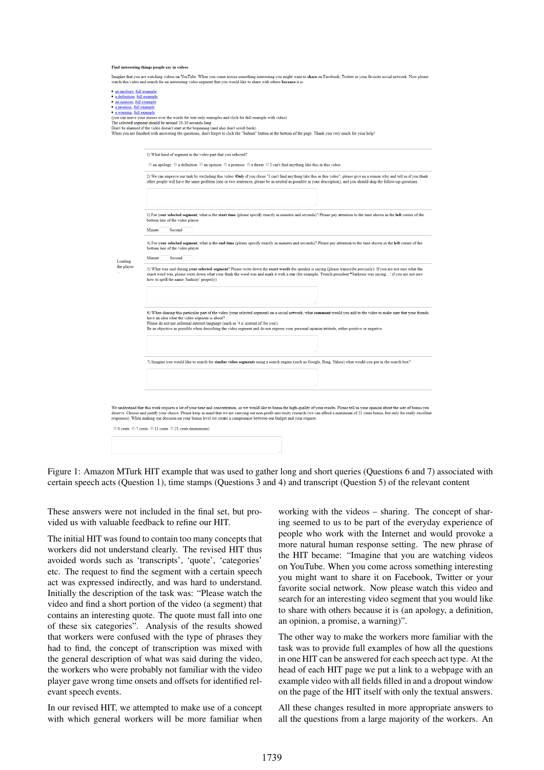**Find interesting things people say in videos**

Imagine that you are watching videos on YouTube. When you come across something interesting you might want to **share** on Facebook, Twitter or your favorite social network. Now please watch this video and search for an interesting video segment that you would like to share with others **because** it is:

- an apology, full example
- a definition, full example
- an opinion, full example
- a promise, full example
- a warning, full example

(you can move your mouse over the words for text-only examples and click for full example with video)
The selected segment should be around 10-30 seconds long.
Don't be alarmed if the video doesn't start at the beginning (and also don't scroll back).
When you are finished with answering the questions, don't forget to click the "Submit" button at the bottom of the page. Thank you very much for your help!

Loading the player ...

1) What kind of segment is the video part that you selected?

○ an apology ○ a definition ○ an opinion ○ a promise ○ a threat ○ I can't find anything like this in this video

2) We can improve our task by excluding this video. **Only** if you chose "I can't find anything like this in this video", please give us a reason why and tell us if you think other people will have the same problem (one or two sentences, please be as neutral as possible in your description), and you should skip the follow-up questions.

3) For **your selected segment**, what is the **start time** (please specify exactly in minutes and seconds)? Please pay attention to the time shown in the **left** corner of the bottom line of the video player.

Minute Second

4) For **your selected segment**, what is the **end time** (please specify exactly in minutes and seconds)? Please pay attention to the time shown in the **left** corner of the bottom line of the video player.

Minute Second

5) What was said during **your selected segment**? Please write down the **exact words** the speaker is saying (please transcribe precisely). If you are not sure what the exact word was, please write down what your think the word was and mark it with a star (for example, 'French president *Sarkosie was saying ...' if you are not sure how to spell the name 'Sarkozy' properly)

6) When sharing this particular part of the video (your selected segment) on a social network, what **comment** would you add to the video to make sure that your friends have an idea what the video segment is about?
Please do not use informal internet language (such as '4 u' instead of 'for you').
Be as objective as possible when describing the video segment and do not express your personal opinion/attitude, either positive or negative.

7) Imagine you would like to search for **similar video segments** using a search engine (such as Google, Bing, Yahoo) what would you put in the search box?

We understand that this work requires a lot of your time and concentration, so we would like to bonus the high-quality of your results. Please tell us your opinion about the size of bonus you deserve. Choose and justify your choice. Please keep in mind that we are carrying out non-profit university research (we can afford a maximum of 21 cents bonus, but only for really excellent responses). When making our decision on your bonus level we create a compromise between our budget and your request.

○ 0 cents ○ 7 cents ○ 11 cents ○ 21 cents (maximum)

Figure 1: Amazon MTurk HIT example that was used to gather long and short queries (Questions 6 and 7) associated with certain speech acts (Question 1), time stamps (Questions 3 and 4) and transcript (Question 5) of the relevant content

These answers were not included in the final set, but provided us with valuable feedback to refine our HIT.

The initial HIT was found to contain too many concepts that workers did not understand clearly. The revised HIT thus avoided words such as 'transcripts', 'quote', 'categories' etc. The request to find the segment with a certain speech act was expressed indirectly, and was hard to understand. Initially the description of the task was: "Please watch the video and find a short portion of the video (a segment) that contains an interesting quote. The quote must fall into one of these six categories". Analysis of the results showed that workers were confused with the type of phrases they had to find, the concept of transcription was mixed with the general description of what was said during the video, the workers who were probably not familiar with the video player gave wrong time onsets and offsets for identified relevant speech events.

In our revised HIT, we attempted to make use of a concept with which general workers will be more familiar when working with the videos – sharing. The concept of sharing seemed to us to be part of the everyday experience of people who work with the Internet and would provoke a more natural human response setting. The new phrase of the HIT became: "Imagine that you are watching videos on YouTube. When you come across something interesting you might want to share it on Facebook, Twitter or your favorite social network. Now please watch this video and search for an interesting video segment that you would like to share with others because it is (an apology, a definition, an opinion, a promise, a warning)".

The other way to make the workers more familiar with the task was to provide full examples of how all the questions in one HIT can be answered for each speech act type. At the head of each HIT page we put a link to a webpage with an example video with all fields filled in and a dropout window on the page of the HIT itself with only the textual answers.

All these changes resulted in more appropriate answers to all the questions from a large majority of the workers. An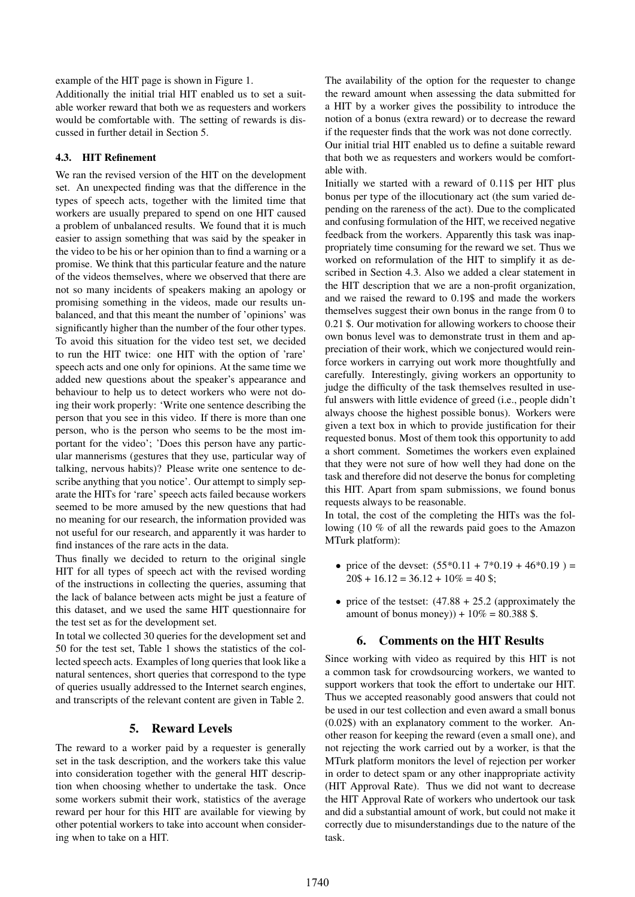example of the HIT page is shown in Figure 1.

Additionally the initial trial HIT enabled us to set a suitable worker reward that both we as requesters and workers would be comfortable with. The setting of rewards is discussed in further detail in Section 5.

### 4.3. HIT Refinement

We ran the revised version of the HIT on the development set. An unexpected finding was that the difference in the types of speech acts, together with the limited time that workers are usually prepared to spend on one HIT caused a problem of unbalanced results. We found that it is much easier to assign something that was said by the speaker in the video to be his or her opinion than to find a warning or a promise. We think that this particular feature and the nature of the videos themselves, where we observed that there are not so many incidents of speakers making an apology or promising something in the videos, made our results unbalanced, and that this meant the number of 'opinions' was significantly higher than the number of the four other types. To avoid this situation for the video test set, we decided to run the HIT twice: one HIT with the option of 'rare' speech acts and one only for opinions. At the same time we added new questions about the speaker's appearance and behaviour to help us to detect workers who were not doing their work properly: 'Write one sentence describing the person that you see in this video. If there is more than one person, who is the person who seems to be the most important for the video'; 'Does this person have any particular mannerisms (gestures that they use, particular way of talking, nervous habits)? Please write one sentence to describe anything that you notice'. Our attempt to simply separate the HITs for 'rare' speech acts failed because workers seemed to be more amused by the new questions that had no meaning for our research, the information provided was not useful for our research, and apparently it was harder to find instances of the rare acts in the data.

Thus finally we decided to return to the original single HIT for all types of speech act with the revised wording of the instructions in collecting the queries, assuming that the lack of balance between acts might be just a feature of this dataset, and we used the same HIT questionnaire for the test set as for the development set.

In total we collected 30 queries for the development set and 50 for the test set, Table 1 shows the statistics of the collected speech acts. Examples of long queries that look like a natural sentences, short queries that correspond to the type of queries usually addressed to the Internet search engines, and transcripts of the relevant content are given in Table 2.

## 5. Reward Levels

The reward to a worker paid by a requester is generally set in the task description, and the workers take this value into consideration together with the general HIT description when choosing whether to undertake the task. Once some workers submit their work, statistics of the average reward per hour for this HIT are available for viewing by other potential workers to take into account when considering when to take on a HIT.

The availability of the option for the requester to change the reward amount when assessing the data submitted for a HIT by a worker gives the possibility to introduce the notion of a bonus (extra reward) or to decrease the reward if the requester finds that the work was not done correctly.

Our initial trial HIT enabled us to define a suitable reward that both we as requesters and workers would be comfortable with.

Initially we started with a reward of 0.11$ per HIT plus bonus per type of the illocutionary act (the sum varied depending on the rareness of the act). Due to the complicated and confusing formulation of the HIT, we received negative feedback from the workers. Apparently this task was inappropriately time consuming for the reward we set. Thus we worked on reformulation of the HIT to simplify it as described in Section 4.3. Also we added a clear statement in the HIT description that we are a non-profit organization, and we raised the reward to 0.19$ and made the workers themselves suggest their own bonus in the range from 0 to 0.21 $. Our motivation for allowing workers to choose their own bonus level was to demonstrate trust in them and appreciation of their work, which we conjectured would reinforce workers in carrying out work more thoughtfully and carefully. Interestingly, giving workers an opportunity to judge the difficulty of the task themselves resulted in useful answers with little evidence of greed (i.e., people didn't always choose the highest possible bonus). Workers were given a text box in which to provide justification for their requested bonus. Most of them took this opportunity to add a short comment. Sometimes the workers even explained that they were not sure of how well they had done on the task and therefore did not deserve the bonus for completing this HIT. Apart from spam submissions, we found bonus requests always to be reasonable.

In total, the cost of the completing the HITs was the following (10 % of all the rewards paid goes to the Amazon MTurk platform):

- price of the devset: (55*0.11 + 7*0.19 + 46*0.19 ) = 20$ + 16.12 = 36.12 + 10% = 40 $;
- price of the testset: (47.88 + 25.2 (approximately the amount of bonus money)) + 10% = 80.388 $.

## 6. Comments on the HIT Results

Since working with video as required by this HIT is not a common task for crowdsourcing workers, we wanted to support workers that took the effort to undertake our HIT. Thus we accepted reasonably good answers that could not be used in our test collection and even award a small bonus (0.02$) with an explanatory comment to the worker. Another reason for keeping the reward (even a small one), and not rejecting the work carried out by a worker, is that the MTurk platform monitors the level of rejection per worker in order to detect spam or any other inappropriate activity (HIT Approval Rate). Thus we did not want to decrease the HIT Approval Rate of workers who undertook our task and did a substantial amount of work, but could not make it correctly due to misunderstandings due to the nature of the task.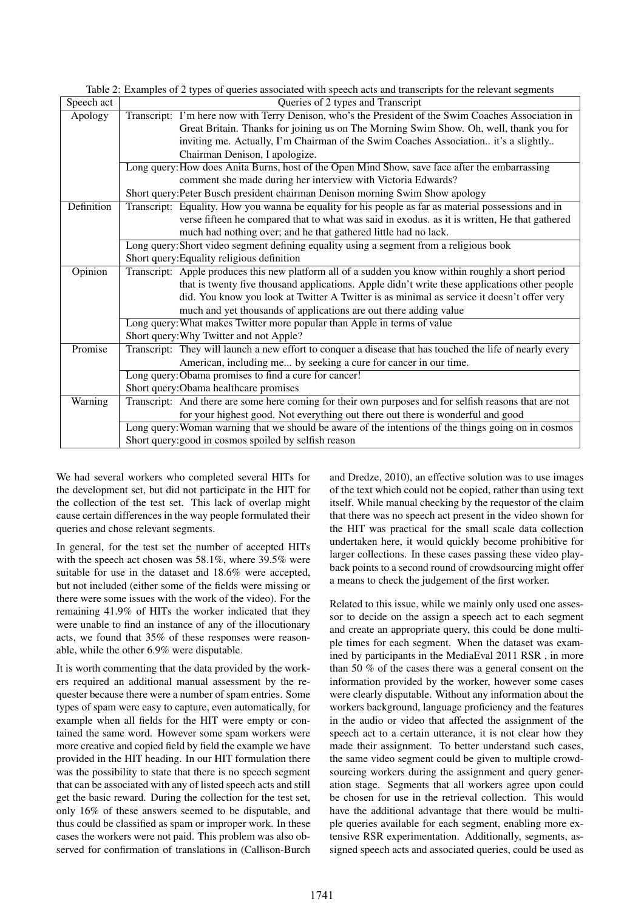Table 2: Examples of 2 types of queries associated with speech acts and transcripts for the relevant segments

| Speech act | Queries of 2 types and Transcript |
|---|---|
| Apology | Transcript: I'm here now with Terry Denison, who's the President of the Swim Coaches Association in Great Britain. Thanks for joining us on The Morning Swim Show. Oh, well, thank you for inviting me. Actually, I'm Chairman of the Swim Coaches Association.. it's a slightly.. Chairman Denison, I apologize. |
| | Long query: How does Anita Burns, host of the Open Mind Show, save face after the embarrassing comment she made during her interview with Victoria Edwards? |
| | Short query: Peter Busch president chairman Denison morning Swim Show apology |
| Definition | Transcript: Equality. How you wanna be equality for his people as far as material possessions and in verse fifteen he compared that to what was said in exodus. as it is written, He that gathered much had nothing over; and he that gathered little had no lack. |
| | Long query: Short video segment defining equality using a segment from a religious book |
| | Short query: Equality religious definition |
| Opinion | Transcript: Apple produces this new platform all of a sudden you know within roughly a short period that is twenty five thousand applications. Apple didn't write these applications other people did. You know you look at Twitter A Twitter is as minimal as service it doesn't offer very much and yet thousands of applications are out there adding value |
| | Long query: What makes Twitter more popular than Apple in terms of value |
| | Short query: Why Twitter and not Apple? |
| Promise | Transcript: They will launch a new effort to conquer a disease that has touched the life of nearly every American, including me... by seeking a cure for cancer in our time. |
| | Long query: Obama promises to find a cure for cancer! |
| | Short query: Obama healthcare promises |
| Warning | Transcript: And there are some here coming for their own purposes and for selfish reasons that are not for your highest good. Not everything out there out there is wonderful and good |
| | Long query: Woman warning that we should be aware of the intentions of the things going on in cosmos |
| | Short query: good in cosmos spoiled by selfish reason |

We had several workers who completed several HITs for the development set, but did not participate in the HIT for the collection of the test set. This lack of overlap might cause certain differences in the way people formulated their queries and chose relevant segments.

In general, for the test set the number of accepted HITs with the speech act chosen was 58.1%, where 39.5% were suitable for use in the dataset and 18.6% were accepted, but not included (either some of the fields were missing or there were some issues with the work of the video). For the remaining 41.9% of HITs the worker indicated that they were unable to find an instance of any of the illocutionary acts, we found that 35% of these responses were reasonable, while the other 6.9% were disputable.

It is worth commenting that the data provided by the workers required an additional manual assessment by the requester because there were a number of spam entries. Some types of spam were easy to capture, even automatically, for example when all fields for the HIT were empty or contained the same word. However some spam workers were more creative and copied field by field the example we have provided in the HIT heading. In our HIT formulation there was the possibility to state that there is no speech segment that can be associated with any of listed speech acts and still get the basic reward. During the collection for the test set, only 16% of these answers seemed to be disputable, and thus could be classified as spam or improper work. In these cases the workers were not paid. This problem was also observed for confirmation of translations in (Callison-Burch and Dredze, 2010), an effective solution was to use images of the text which could not be copied, rather than using text itself. While manual checking by the requestor of the claim that there was no speech act present in the video shown for the HIT was practical for the small scale data collection undertaken here, it would quickly become prohibitive for larger collections. In these cases passing these video playback points to a second round of crowdsourcing might offer a means to check the judgement of the first worker.

Related to this issue, while we mainly only used one assessor to decide on the assign a speech act to each segment and create an appropriate query, this could be done multiple times for each segment. When the dataset was examined by participants in the MediaEval 2011 RSR , in more than 50 % of the cases there was a general consent on the information provided by the worker, however some cases were clearly disputable. Without any information about the workers background, language proficiency and the features in the audio or video that affected the assignment of the speech act to a certain utterance, it is not clear how they made their assignment. To better understand such cases, the same video segment could be given to multiple crowdsourcing workers during the assignment and query generation stage. Segments that all workers agree upon could be chosen for use in the retrieval collection. This would have the additional advantage that there would be multiple queries available for each segment, enabling more extensive RSR experimentation. Additionally, segments, assigned speech acts and associated queries, could be used as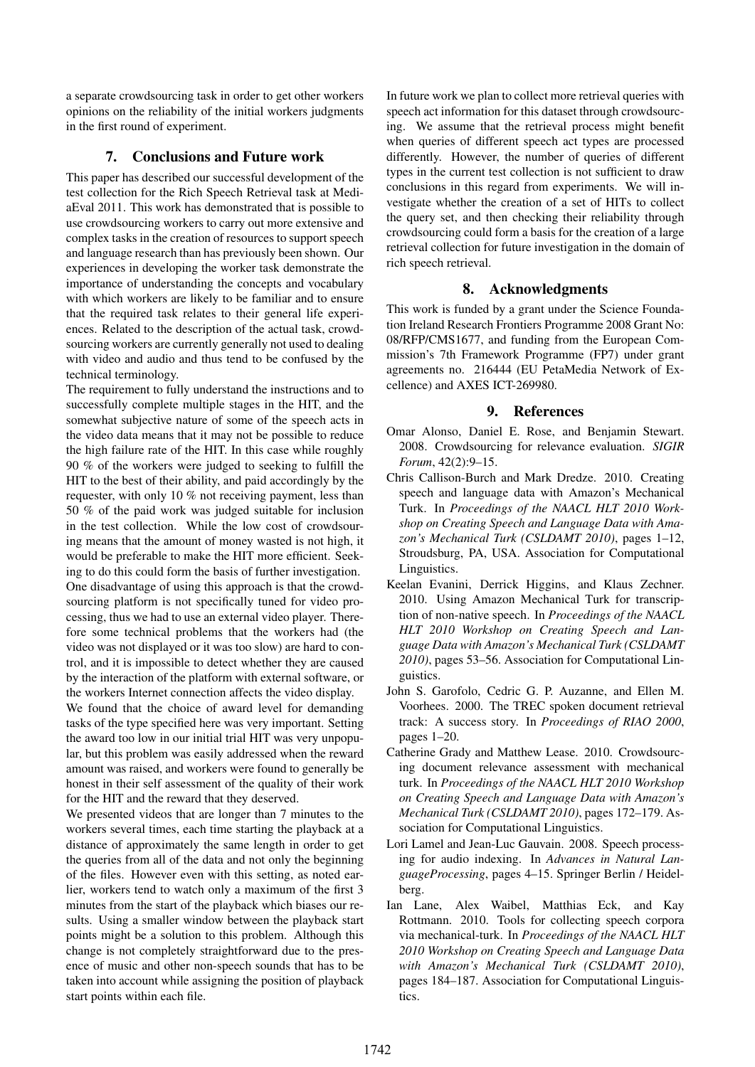a separate crowdsourcing task in order to get other workers opinions on the reliability of the initial workers judgments in the first round of experiment.

## 7. Conclusions and Future work

This paper has described our successful development of the test collection for the Rich Speech Retrieval task at MediaEval 2011. This work has demonstrated that is possible to use crowdsourcing workers to carry out more extensive and complex tasks in the creation of resources to support speech and language research than has previously been shown. Our experiences in developing the worker task demonstrate the importance of understanding the concepts and vocabulary with which workers are likely to be familiar and to ensure that the required task relates to their general life experiences. Related to the description of the actual task, crowdsourcing workers are currently generally not used to dealing with video and audio and thus tend to be confused by the technical terminology.

The requirement to fully understand the instructions and to successfully complete multiple stages in the HIT, and the somewhat subjective nature of some of the speech acts in the video data means that it may not be possible to reduce the high failure rate of the HIT. In this case while roughly 90 % of the workers were judged to seeking to fulfill the HIT to the best of their ability, and paid accordingly by the requester, with only 10 % not receiving payment, less than 50 % of the paid work was judged suitable for inclusion in the test collection. While the low cost of crowdsourcing means that the amount of money wasted is not high, it would be preferable to make the HIT more efficient. Seeking to do this could form the basis of further investigation.

One disadvantage of using this approach is that the crowdsourcing platform is not specifically tuned for video processing, thus we had to use an external video player. Therefore some technical problems that the workers had (the video was not displayed or it was too slow) are hard to control, and it is impossible to detect whether they are caused by the interaction of the platform with external software, or the workers Internet connection affects the video display.

We found that the choice of award level for demanding tasks of the type specified here was very important. Setting the award too low in our initial trial HIT was very unpopular, but this problem was easily addressed when the reward amount was raised, and workers were found to generally be honest in their self assessment of the quality of their work for the HIT and the reward that they deserved.

We presented videos that are longer than 7 minutes to the workers several times, each time starting the playback at a distance of approximately the same length in order to get the queries from all of the data and not only the beginning of the files. However even with this setting, as noted earlier, workers tend to watch only a maximum of the first 3 minutes from the start of the playback which biases our results. Using a smaller window between the playback start points might be a solution to this problem. Although this change is not completely straightforward due to the presence of music and other non-speech sounds that has to be taken into account while assigning the position of playback start points within each file.

In future work we plan to collect more retrieval queries with speech act information for this dataset through crowdsourcing. We assume that the retrieval process might benefit when queries of different speech act types are processed differently. However, the number of queries of different types in the current test collection is not sufficient to draw conclusions in this regard from experiments. We will investigate whether the creation of a set of HITs to collect the query set, and then checking their reliability through crowdsourcing could form a basis for the creation of a large retrieval collection for future investigation in the domain of rich speech retrieval.

## 8. Acknowledgments

This work is funded by a grant under the Science Foundation Ireland Research Frontiers Programme 2008 Grant No: 08/RFP/CMS1677, and funding from the European Commission's 7th Framework Programme (FP7) under grant agreements no. 216444 (EU PetaMedia Network of Excellence) and AXES ICT-269980.

## 9. References

Omar Alonso, Daniel E. Rose, and Benjamin Stewart. 2008. Crowdsourcing for relevance evaluation. *SIGIR Forum*, 42(2):9–15.

Chris Callison-Burch and Mark Dredze. 2010. Creating speech and language data with Amazon's Mechanical Turk. In *Proceedings of the NAACL HLT 2010 Workshop on Creating Speech and Language Data with Amazon's Mechanical Turk (CSLDAMT 2010)*, pages 1–12, Stroudsburg, PA, USA. Association for Computational Linguistics.

Keelan Evanini, Derrick Higgins, and Klaus Zechner. 2010. Using Amazon Mechanical Turk for transcription of non-native speech. In *Proceedings of the NAACL HLT 2010 Workshop on Creating Speech and Language Data with Amazon's Mechanical Turk (CSLDAMT 2010)*, pages 53–56. Association for Computational Linguistics.

John S. Garofolo, Cedric G. P. Auzanne, and Ellen M. Voorhees. 2000. The TREC spoken document retrieval track: A success story. In *Proceedings of RIAO 2000*, pages 1–20.

Catherine Grady and Matthew Lease. 2010. Crowdsourcing document relevance assessment with mechanical turk. In *Proceedings of the NAACL HLT 2010 Workshop on Creating Speech and Language Data with Amazon's Mechanical Turk (CSLDAMT 2010)*, pages 172–179. Association for Computational Linguistics.

Lori Lamel and Jean-Luc Gauvain. 2008. Speech processing for audio indexing. In *Advances in Natural LanguageProcessing*, pages 4–15. Springer Berlin / Heidelberg.

Ian Lane, Alex Waibel, Matthias Eck, and Kay Rottmann. 2010. Tools for collecting speech corpora via mechanical-turk. In *Proceedings of the NAACL HLT 2010 Workshop on Creating Speech and Language Data with Amazon's Mechanical Turk (CSLDAMT 2010)*, pages 184–187. Association for Computational Linguistics.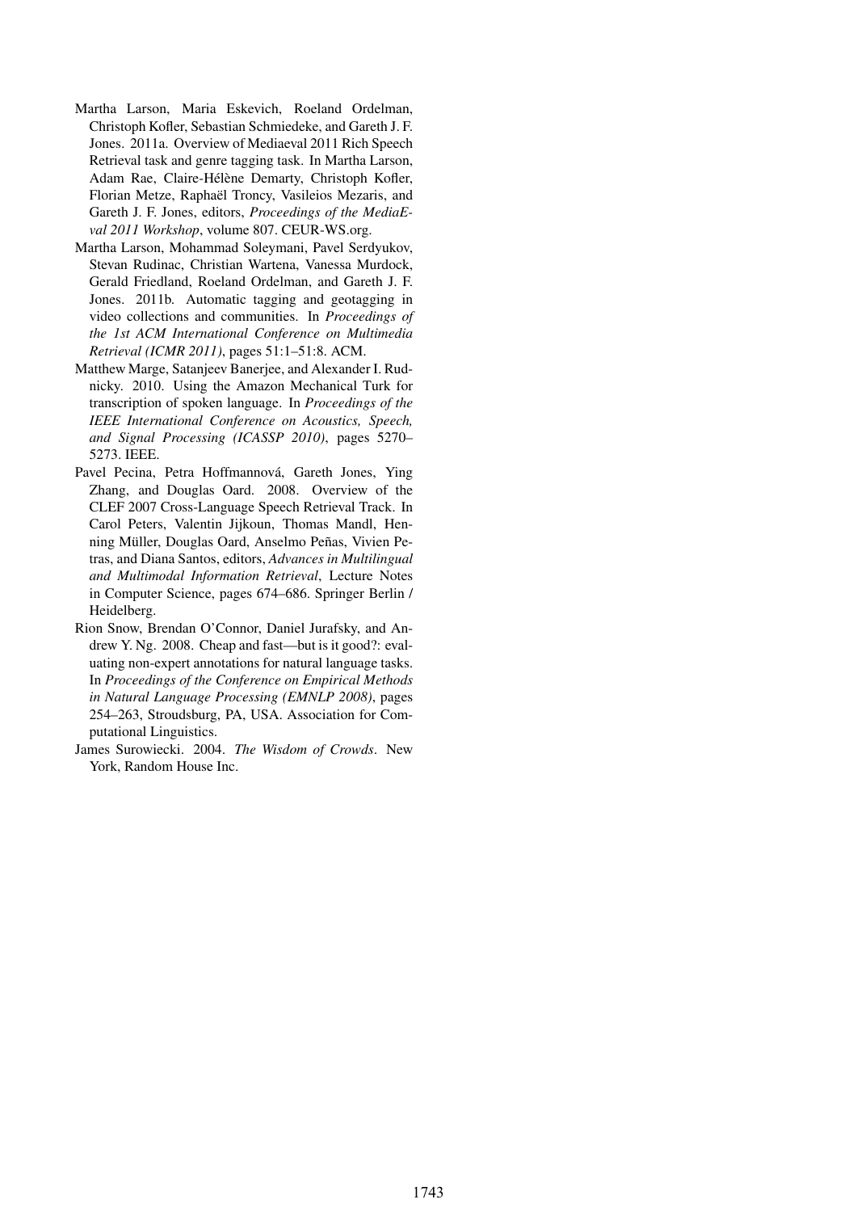Martha Larson, Maria Eskevich, Roeland Ordelman, Christoph Kofler, Sebastian Schmiedeke, and Gareth J. F. Jones. 2011a. Overview of Mediaeval 2011 Rich Speech Retrieval task and genre tagging task. In Martha Larson, Adam Rae, Claire-Hélène Demarty, Christoph Kofler, Florian Metze, Raphaël Troncy, Vasileios Mezaris, and Gareth J. F. Jones, editors, *Proceedings of the MediaEval 2011 Workshop*, volume 807. CEUR-WS.org.

Martha Larson, Mohammad Soleymani, Pavel Serdyukov, Stevan Rudinac, Christian Wartena, Vanessa Murdock, Gerald Friedland, Roeland Ordelman, and Gareth J. F. Jones. 2011b. Automatic tagging and geotagging in video collections and communities. In *Proceedings of the 1st ACM International Conference on Multimedia Retrieval (ICMR 2011)*, pages 51:1–51:8. ACM.

Matthew Marge, Satanjeev Banerjee, and Alexander I. Rudnicky. 2010. Using the Amazon Mechanical Turk for transcription of spoken language. In *Proceedings of the IEEE International Conference on Acoustics, Speech, and Signal Processing (ICASSP 2010)*, pages 5270–5273. IEEE.

Pavel Pecina, Petra Hoffmannová, Gareth Jones, Ying Zhang, and Douglas Oard. 2008. Overview of the CLEF 2007 Cross-Language Speech Retrieval Track. In Carol Peters, Valentin Jijkoun, Thomas Mandl, Henning Müller, Douglas Oard, Anselmo Peñas, Vivien Petras, and Diana Santos, editors, *Advances in Multilingual and Multimodal Information Retrieval*, Lecture Notes in Computer Science, pages 674–686. Springer Berlin / Heidelberg.

Rion Snow, Brendan O'Connor, Daniel Jurafsky, and Andrew Y. Ng. 2008. Cheap and fast—but is it good?: evaluating non-expert annotations for natural language tasks. In *Proceedings of the Conference on Empirical Methods in Natural Language Processing (EMNLP 2008)*, pages 254–263, Stroudsburg, PA, USA. Association for Computational Linguistics.

James Surowiecki. 2004. *The Wisdom of Crowds*. New York, Random House Inc.